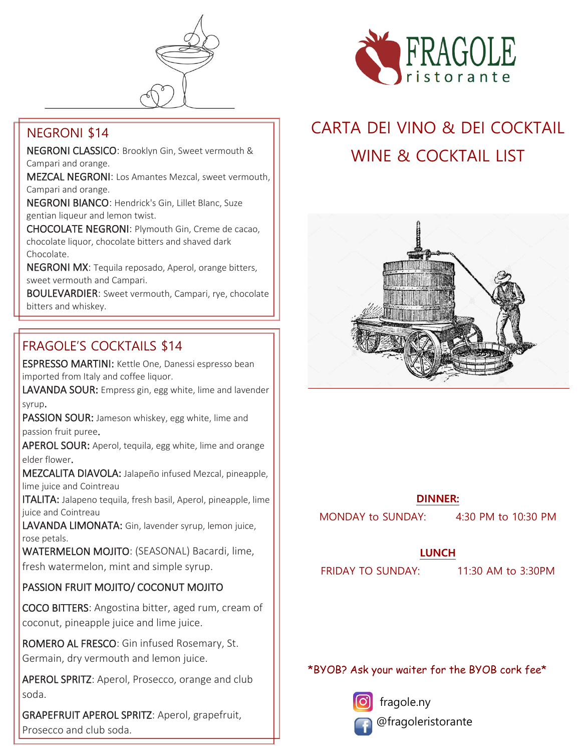# FRAGOLE ristorante

## CARTA DEI VINO & DEI COCKTAIL
## WINE & COCKTAIL LIST

## NEGRONI $14

**NEGRONI CLASSICO**: Brooklyn Gin, Sweet vermouth & Campari and orange.

**MEZCAL NEGRONI**: Los Amantes Mezcal, sweet vermouth, Campari and orange.

**NEGRONI BIANCO**: Hendrick's Gin, Lillet Blanc, Suze gentian liqueur and lemon twist.

**CHOCOLATE NEGRONI**: Plymouth Gin, Creme de cacao, chocolate liquor, chocolate bitters and shaved dark Chocolate.

**NEGRONI MX**: Tequila reposado, Aperol, orange bitters, sweet vermouth and Campari.

**BOULEVARDIER**: Sweet vermouth, Campari, rye, chocolate bitters and whiskey.

## FRAGOLE'S COCKTAILS $14

**ESPRESSO MARTINI:** Kettle One, Danessi espresso bean imported from Italy and coffee liquor.

**LAVANDA SOUR:** Empress gin, egg white, lime and lavender syrup.

**PASSION SOUR:** Jameson whiskey, egg white, lime and passion fruit puree.

**APEROL SOUR:** Aperol, tequila, egg white, lime and orange elder flower.

**MEZCALITA DIAVOLA:** Jalapeño infused Mezcal, pineapple, lime juice and Cointreau

**ITALITA:** Jalapeno tequila, fresh basil, Aperol, pineapple, lime juice and Cointreau

**LAVANDA LIMONATA:** Gin, lavender syrup, lemon juice, rose petals.

**WATERMELON MOJITO**: (SEASONAL) Bacardi, lime, fresh watermelon, mint and simple syrup.

**PASSION FRUIT MOJITO/ COCONUT MOJITO**

**COCO BITTERS**: Angostina bitter, aged rum, cream of coconut, pineapple juice and lime juice.

**ROMERO AL FRESCO**: Gin infused Rosemary, St. Germain, dry vermouth and lemon juice.

**APEROL SPRITZ**: Aperol, Prosecco, orange and club soda.

**GRAPEFRUIT APEROL SPRITZ**: Aperol, grapefruit, Prosecco and club soda.

**DINNER:**

MONDAY to SUNDAY: 4:30 PM to 10:30 PM

**LUNCH**

FRIDAY TO SUNDAY: 11:30 AM to 3:30PM

*BYOB? Ask your waiter for the BYOB cork fee*

fragole.ny

@fragoleristorante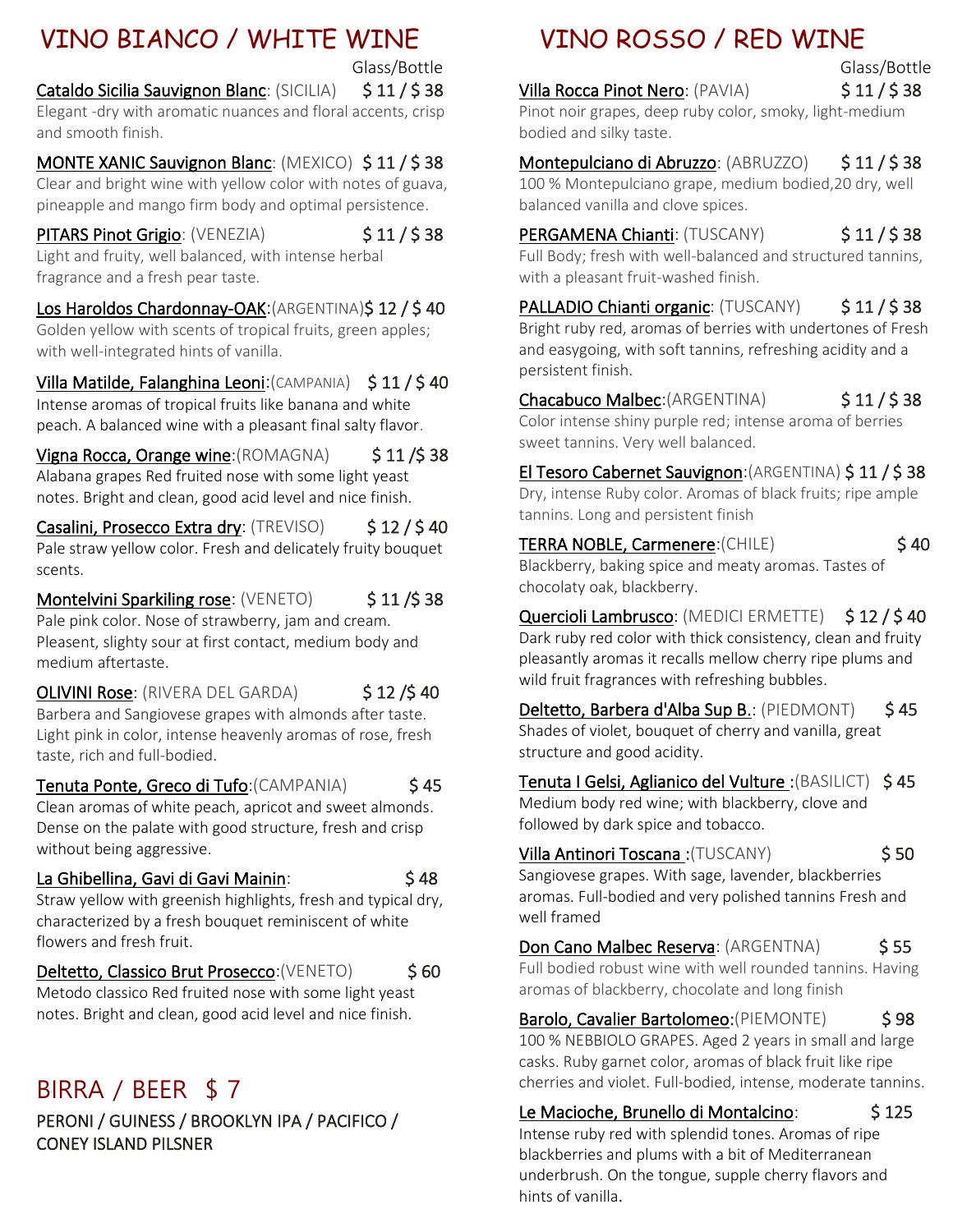# VINO BIANCO / WHITE WINE

Glass/Bottle

**Cataldo Sicilia Sauvignon Blanc**: (SICILIA) $ 11 / $ 38
Elegant -dry with aromatic nuances and floral accents, crisp and smooth finish.

**MONTE XANIC Sauvignon Blanc**: (MEXICO) $ 11 / $ 38
Clear and bright wine with yellow color with notes of guava, pineapple and mango firm body and optimal persistence.

**PITARS Pinot Grigio**: (VENEZIA) $ 11 / $ 38
Light and fruity, well balanced, with intense herbal fragrance and a fresh pear taste.

**Los Haroldos Chardonnay-OAK**:(ARGENTINA)$ 12 / $ 40
Golden yellow with scents of tropical fruits, green apples; with well-integrated hints of vanilla.

**Villa Matilde, Falanghina Leoni**:(CAMPANIA) $ 11 / $ 40
Intense aromas of tropical fruits like banana and white peach. A balanced wine with a pleasant final salty flavor.

**Vigna Rocca, Orange wine**:(ROMAGNA) $ 11 /$ 38
Alabana grapes Red fruited nose with some light yeast notes. Bright and clean, good acid level and nice finish.

**Casalini, Prosecco Extra dry**: (TREVISO) $ 12 / $ 40
Pale straw yellow color. Fresh and delicately fruity bouquet scents.

**Montelvini Sparkiling rose**: (VENETO) $ 11 /$ 38
Pale pink color. Nose of strawberry, jam and cream. Pleasent, slighty sour at first contact, medium body and medium aftertaste.

**OLIVINI Rose**: (RIVERA DEL GARDA) $ 12 /$ 40
Barbera and Sangiovese grapes with almonds after taste. Light pink in color, intense heavenly aromas of rose, fresh taste, rich and full-bodied.

**Tenuta Ponte, Greco di Tufo**:(CAMPANIA) $ 45
Clean aromas of white peach, apricot and sweet almonds. Dense on the palate with good structure, fresh and crisp without being aggressive.

**La Ghibellina, Gavi di Gavi Mainin**: $ 48
Straw yellow with greenish highlights, fresh and typical dry, characterized by a fresh bouquet reminiscent of white flowers and fresh fruit.

**Deltetto, Classico Brut Prosecco**:(VENETO) $ 60
Metodo classico Red fruited nose with some light yeast notes. Bright and clean, good acid level and nice finish.

# BIRRA / BEER $ 7

PERONI / GUINESS / BROOKLYN IPA / PACIFICO / CONEY ISLAND PILSNER

# VINO ROSSO / RED WINE

Glass/Bottle

**Villa Rocca Pinot Nero**: (PAVIA) $ 11 / $ 38
Pinot noir grapes, deep ruby color, smoky, light-medium bodied and silky taste.

**Montepulciano di Abruzzo**: (ABRUZZO) $ 11 / $ 38
100 % Montepulciano grape, medium bodied,20 dry, well balanced vanilla and clove spices.

**PERGAMENA Chianti**: (TUSCANY) $ 11 / $ 38
Full Body; fresh with well-balanced and structured tannins, with a pleasant fruit-washed finish.

**PALLADIO Chianti organic**: (TUSCANY) $ 11 / $ 38
Bright ruby red, aromas of berries with undertones of Fresh and easygoing, with soft tannins, refreshing acidity and a persistent finish.

**Chacabuco Malbec**:(ARGENTINA) $ 11 / $ 38
Color intense shiny purple red; intense aroma of berries sweet tannins. Very well balanced.

**El Tesoro Cabernet Sauvignon**:(ARGENTINA) $ 11 / $ 38
Dry, intense Ruby color. Aromas of black fruits; ripe ample tannins. Long and persistent finish

**TERRA NOBLE, Carmenere**:(CHILE) $ 40
Blackberry, baking spice and meaty aromas. Tastes of chocolaty oak, blackberry.

**Quercioli Lambrusco**: (MEDICI ERMETTE) $ 12 / $ 40
Dark ruby red color with thick consistency, clean and fruity pleasantly aromas it recalls mellow cherry ripe plums and wild fruit fragrances with refreshing bubbles.

**Deltetto, Barbera d'Alba Sup B.**: (PIEDMONT) $ 45
Shades of violet, bouquet of cherry and vanilla, great structure and good acidity.

**Tenuta I Gelsi, Aglianico del Vulture** :(BASILICT) $ 45
Medium body red wine; with blackberry, clove and followed by dark spice and tobacco.

**Villa Antinori Toscana** :(TUSCANY) $ 50
Sangiovese grapes. With sage, lavender, blackberries aromas. Full-bodied and very polished tannins Fresh and well framed

**Don Cano Malbec Reserva**: (ARGENTNA) $ 55
Full bodied robust wine with well rounded tannins. Having aromas of blackberry, chocolate and long finish

**Barolo, Cavalier Bartolomeo**:(PIEMONTE) $ 98
100 % NEBBIOLO GRAPES. Aged 2 years in small and large casks. Ruby garnet color, aromas of black fruit like ripe cherries and violet. Full-bodied, intense, moderate tannins.

**Le Macioche, Brunello di Montalcino**: $ 125
Intense ruby red with splendid tones. Aromas of ripe blackberries and plums with a bit of Mediterranean underbrush. On the tongue, supple cherry flavors and hints of vanilla.